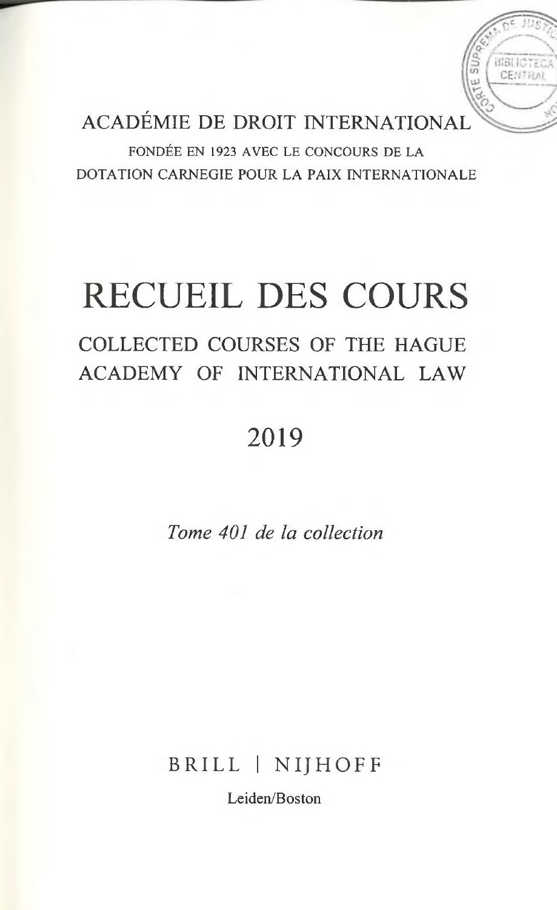ACADÉMIE DE DROIT INTERNATIONAL

FONDÉE EN 1923 AVEC LE CONCOURS DE LA
DOTATION CARNEGIE POUR LA PAIX INTERNATIONALE

# RECUEIL DES COURS

## COLLECTED COURSES OF THE HAGUE ACADEMY OF INTERNATIONAL LAW

## 2019

*Tome 401 de la collection*

BRILL | NIJHOFF

Leiden/Boston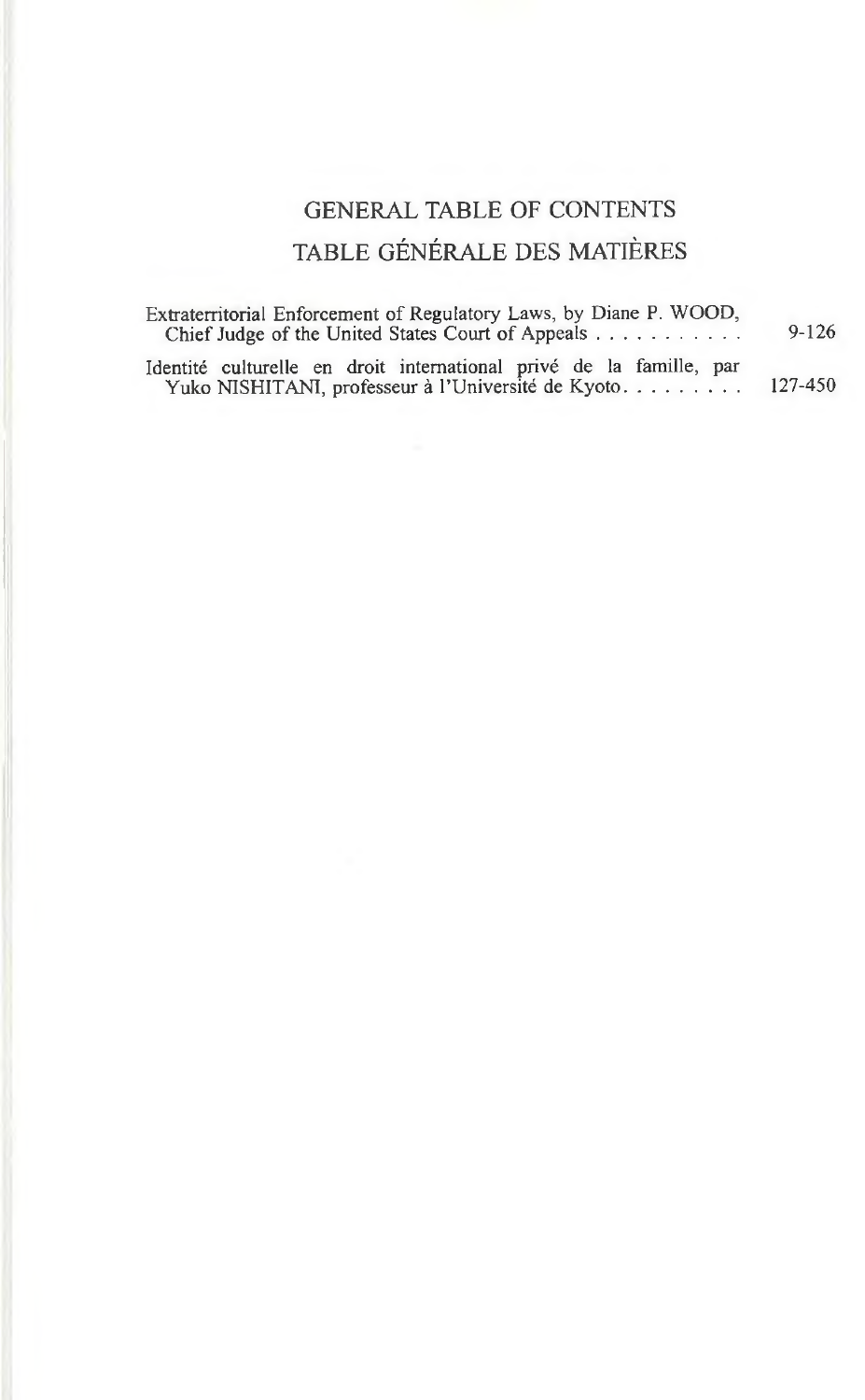# GENERAL TABLE OF CONTENTS

# TABLE GÉNÉRALE DES MATIÈRES

| | |
|---|---|
| Extraterritorial Enforcement of Regulatory Laws, by Diane P. WOOD, Chief Judge of the United States Court of Appeals | 9-126 |
| Identité culturelle en droit international privé de la famille, par Yuko NISHITANI, professeur à l'Université de Kyoto | 127-450 |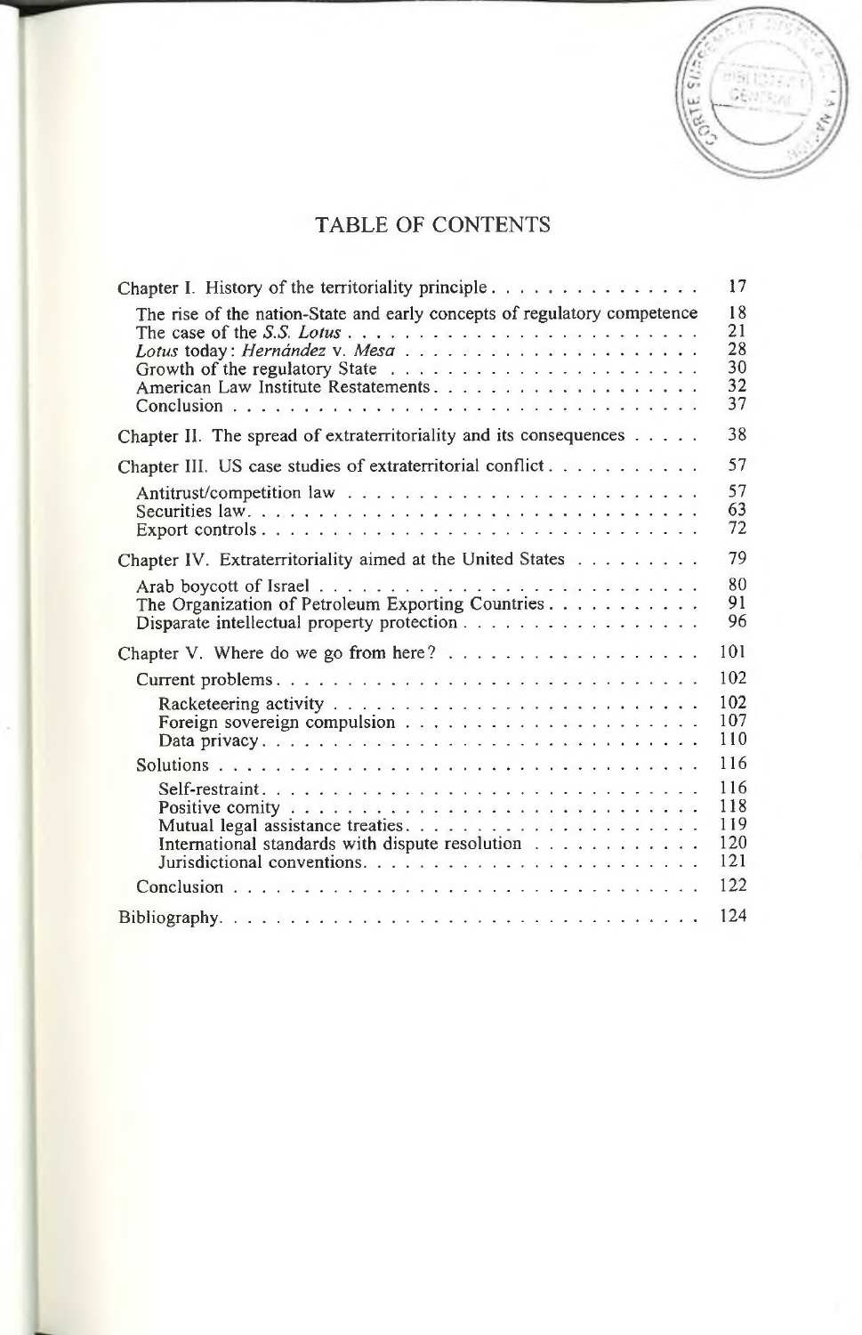# TABLE OF CONTENTS

| | |
|---|---|
| Chapter I. History of the territoriality principle | 17 |
| The rise of the nation-State and early concepts of regulatory competence | 18 |
| The case of the *S.S. Lotus* | 21 |
| *Lotus* today: *Hernández* v. *Mesa* | 28 |
| Growth of the regulatory State | 30 |
| American Law Institute Restatements | 32 |
| Conclusion | 37 |
| Chapter II. The spread of extraterritoriality and its consequences | 38 |
| Chapter III. US case studies of extraterritorial conflict | 57 |
| Antitrust/competition law | 57 |
| Securities law | 63 |
| Export controls | 72 |
| Chapter IV. Extraterritoriality aimed at the United States | 79 |
| Arab boycott of Israel | 80 |
| The Organization of Petroleum Exporting Countries | 91 |
| Disparate intellectual property protection | 96 |
| Chapter V. Where do we go from here? | 101 |
| Current problems | 102 |
| Racketeering activity | 102 |
| Foreign sovereign compulsion | 107 |
| Data privacy | 110 |
| Solutions | 116 |
| Self-restraint | 116 |
| Positive comity | 118 |
| Mutual legal assistance treaties | 119 |
| International standards with dispute resolution | 120 |
| Jurisdictional conventions | 121 |
| Conclusion | 122 |
| Bibliography | 124 |